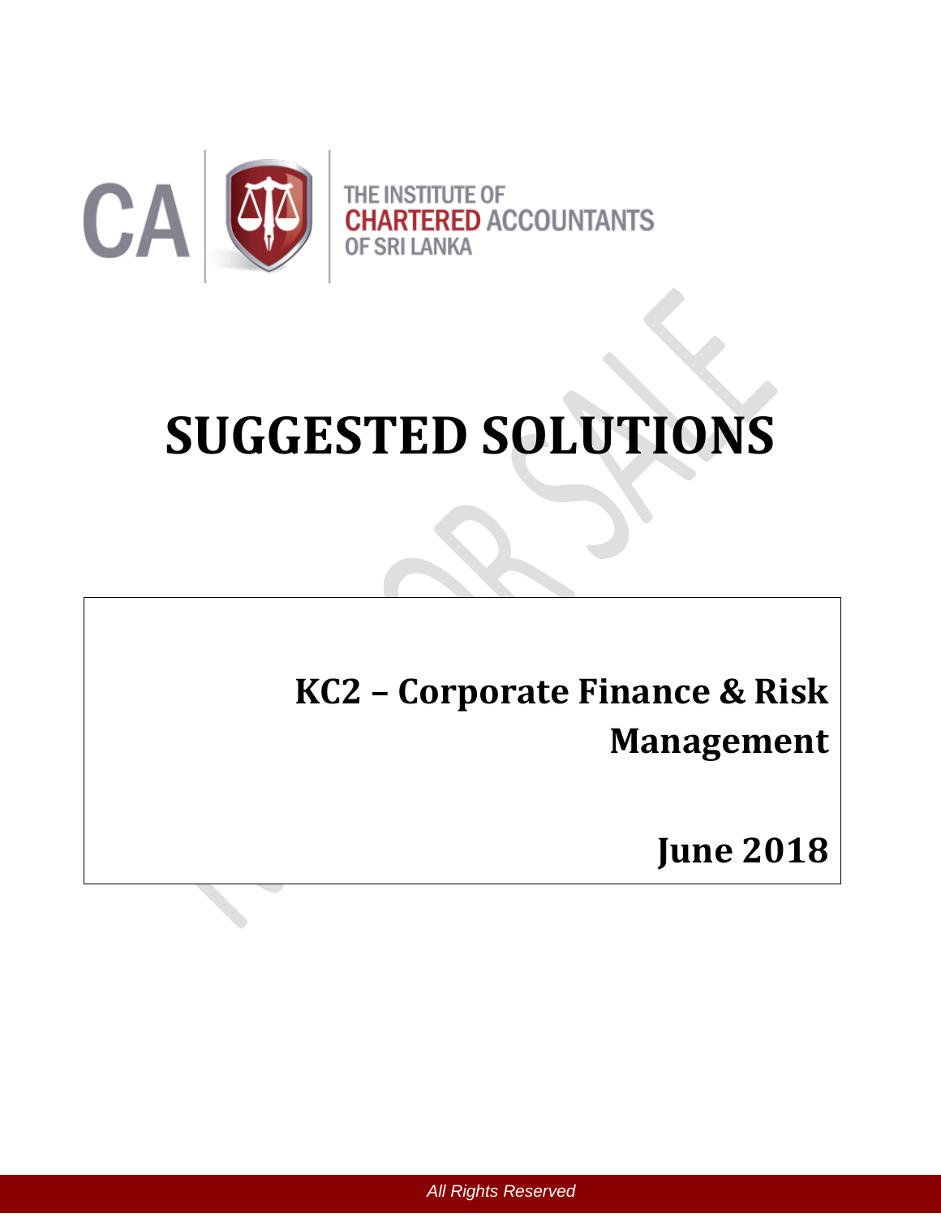THE INSTITUTE OF
CHARTERED ACCOUNTANTS
OF SRI LANKA

# SUGGESTED SOLUTIONS

## KC2 – Corporate Finance & Risk Management

## June 2018

*All Rights Reserved*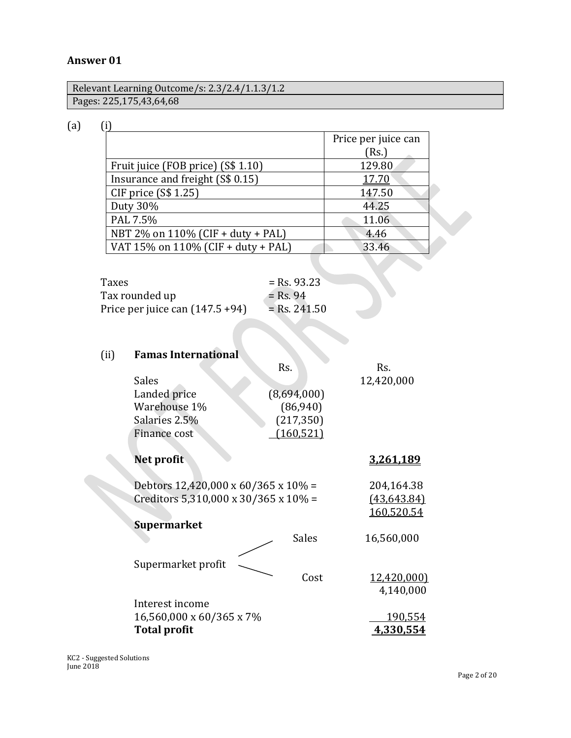## Answer 01

| Relevant Learning Outcome/s: 2.3/2.4/1.1.3/1.2 |
|---|
| Pages: 225,175,43,64,68 |

(a) (i)

| | Price per juice can (Rs.) |
|---|---|
| Fruit juice (FOB price) (S$ 1.10) | 129.80 |
| Insurance and freight (S$ 0.15) | 17.70 |
| CIF price (S$ 1.25) | 147.50 |
| Duty 30% | 44.25 |
| PAL 7.5% | 11.06 |
| NBT 2% on 110% (CIF + duty + PAL) | 4.46 |
| VAT 15% on 110% (CIF + duty + PAL) | 33.46 |

| | |
|---|---|
| Taxes | = Rs. 93.23 |
| Tax rounded up | = Rs. 94 |
| Price per juice can (147.5 +94) | = Rs. 241.50 |

(ii) **Famas International**

| | Rs. | Rs. |
|---|---|---|
| Sales | | 12,420,000 |
| Landed price | (8,694,000) | |
| Warehouse 1% | (86,940) | |
| Salaries 2.5% | (217,350) | |
| Finance cost | (160,521) | |
| **Net profit** | | **3,261,189** |

| | |
|---|---|
| Debtors 12,420,000 x 60/365 x 10% = | 204,164.38 |
| Creditors 5,310,000 x 30/365 x 10% = | (43,643.84) |
| | 160,520.54 |

**Supermarket**

| | | |
|---|---|---|
| Supermarket profit | Sales | 16,560,000 |
| | Cost | 12,420,000) |
| | | 4,140,000 |
| Interest income 16,560,000 x 60/365 x 7% | | 190,554 |
| **Total profit** | | **4,330,554** |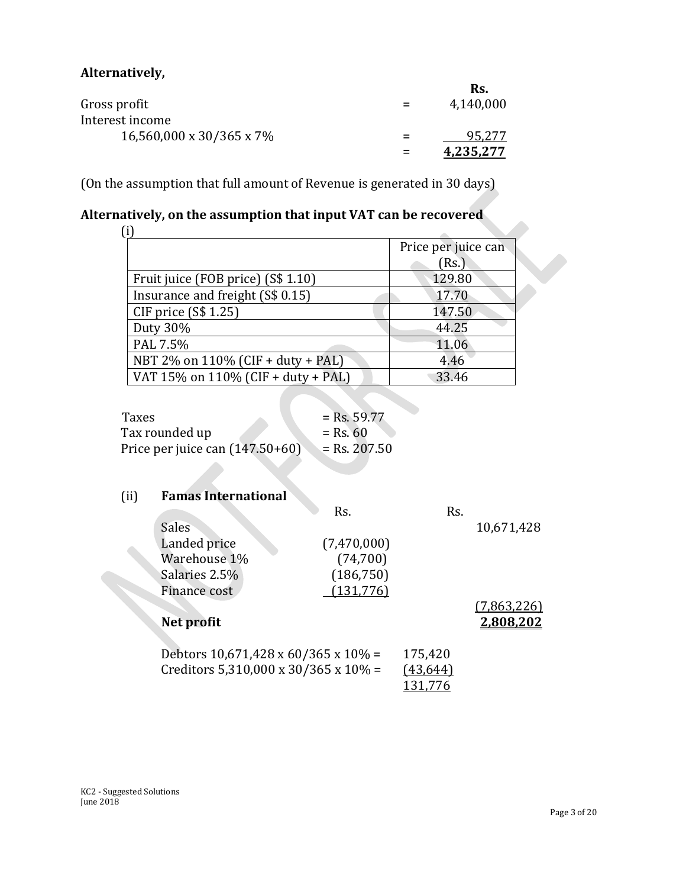**Alternatively,**

| | | Rs. |
|---|---|---|
| Gross profit | = | 4,140,000 |
| Interest income | | |
| 16,560,000 x 30/365 x 7% | = | 95,277 |
| | = | **4,235,277** |

(On the assumption that full amount of Revenue is generated in 30 days)

**Alternatively, on the assumption that input VAT can be recovered**

(i)

| | Price per juice can (Rs.) |
|---|---|
| Fruit juice (FOB price) (S$ 1.10) | 129.80 |
| Insurance and freight (S$ 0.15) | 17.70 |
| CIF price (S$ 1.25) | 147.50 |
| Duty 30% | 44.25 |
| PAL 7.5% | 11.06 |
| NBT 2% on 110% (CIF + duty + PAL) | 4.46 |
| VAT 15% on 110% (CIF + duty + PAL) | 33.46 |

| | |
|---|---|
| Taxes | = Rs. 59.77 |
| Tax rounded up | = Rs. 60 |
| Price per juice can (147.50+60) | = Rs. 207.50 |

(ii) **Famas International**

| | Rs. | Rs. |
|---|---|---|
| Sales | | 10,671,428 |
| Landed price | (7,470,000) | |
| Warehouse 1% | (74,700) | |
| Salaries 2.5% | (186,750) | |
| Finance cost | (131,776) | |
| | | (7,863,226) |
| **Net profit** | | **2,808,202** |

| | |
|---|---|
| Debtors 10,671,428 x 60/365 x 10% = | 175,420 |
| Creditors 5,310,000 x 30/365 x 10% = | (43,644) |
| | 131,776 |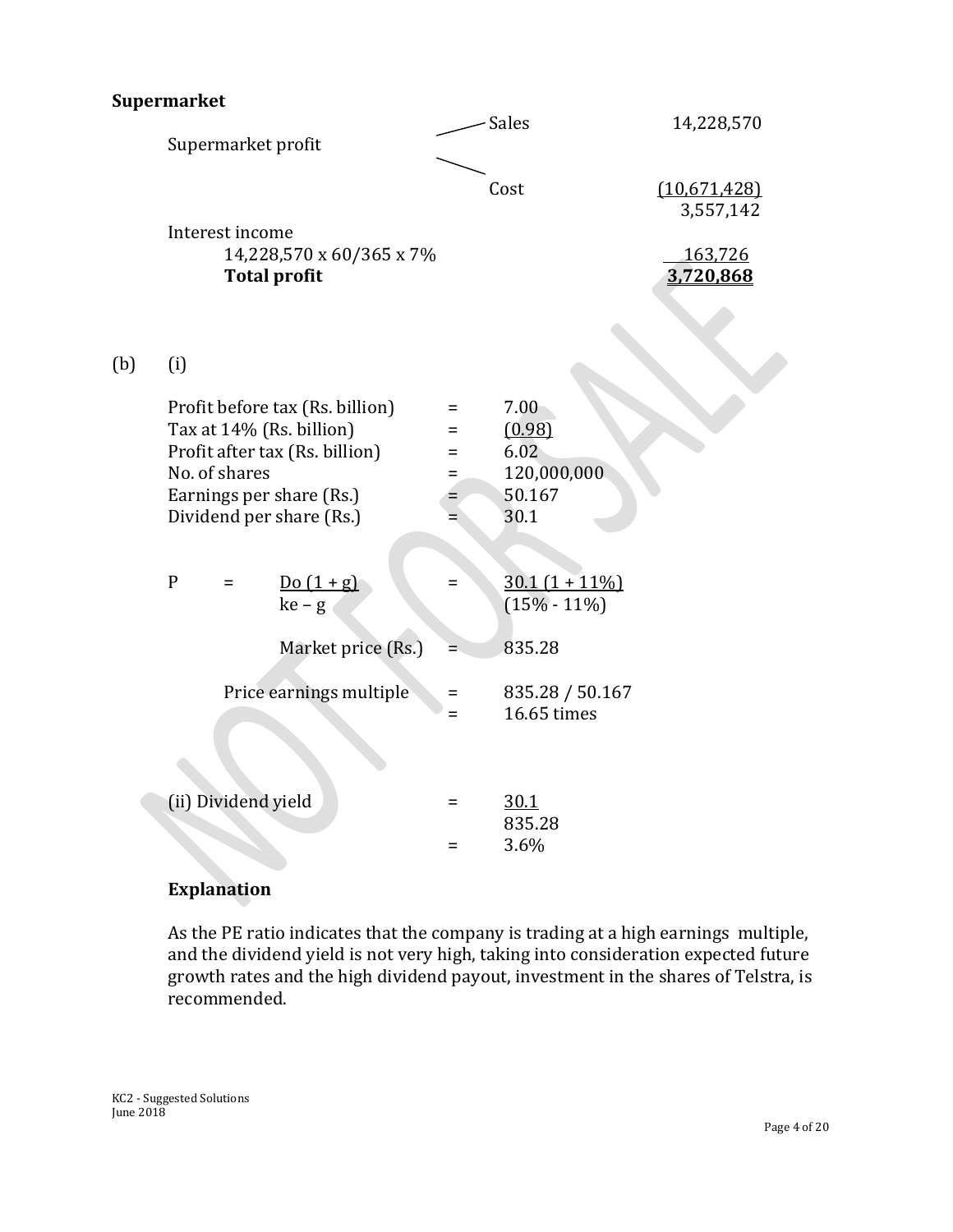**Supermarket**

| | | |
|---|---|---|
| Supermarket profit | Sales | 14,228,570 |
| | Cost | (10,671,428) |
| | | 3,557,142 |
| Interest income | | |
| 14,228,570 x 60/365 x 7% | | 163,726 |
| **Total profit** | | **3,720,868** |

(b) (i)

| | | |
|---|---|---|
| Profit before tax (Rs. billion) | = | 7.00 |
| Tax at 14% (Rs. billion) | = | (0.98) |
| Profit after tax (Rs. billion) | = | 6.02 |
| No. of shares | = | 120,000,000 |
| Earnings per share (Rs.) | = | 50.167 |
| Dividend per share (Rs.) | = | 30.1 |

$$P = \frac{D_o(1+g)}{k_e - g} = \frac{30.1\,(1 + 11\%)}{(15\% - 11\%)}$$

Market price (Rs.) = 835.28

Price earnings multiple = 835.28 / 50.167
= 16.65 times

(ii) Dividend yield

$$= \frac{30.1}{835.28}$$

= 3.6%

**Explanation**

As the PE ratio indicates that the company is trading at a high earnings multiple, and the dividend yield is not very high, taking into consideration expected future growth rates and the high dividend payout, investment in the shares of Telstra, is recommended.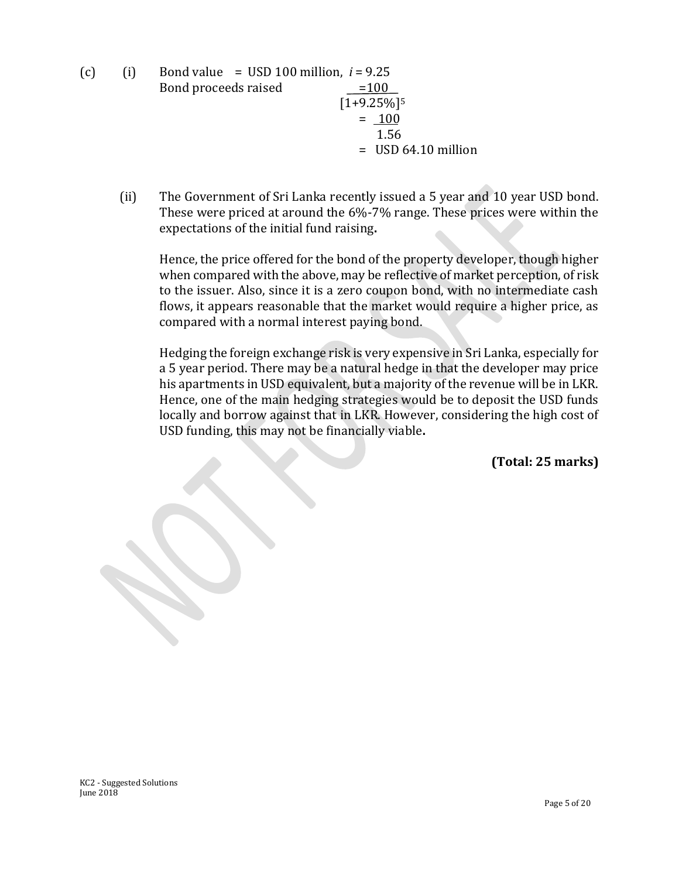(c) (i) Bond value = USD 100 million, $i = 9.25$

Bond proceeds raised

$$= \frac{100}{[1+9.25\%]^5}$$

$$= \frac{100}{1.56}$$

$$= \text{USD } 64.10 \text{ million}$$

(ii) The Government of Sri Lanka recently issued a 5 year and 10 year USD bond. These were priced at around the 6%-7% range. These prices were within the expectations of the initial fund raising**.**

Hence, the price offered for the bond of the property developer, though higher when compared with the above, may be reflective of market perception, of risk to the issuer. Also, since it is a zero coupon bond, with no intermediate cash flows, it appears reasonable that the market would require a higher price, as compared with a normal interest paying bond.

Hedging the foreign exchange risk is very expensive in Sri Lanka, especially for a 5 year period. There may be a natural hedge in that the developer may price his apartments in USD equivalent, but a majority of the revenue will be in LKR. Hence, one of the main hedging strategies would be to deposit the USD funds locally and borrow against that in LKR. However, considering the high cost of USD funding, this may not be financially viable**.**

**(Total: 25 marks)**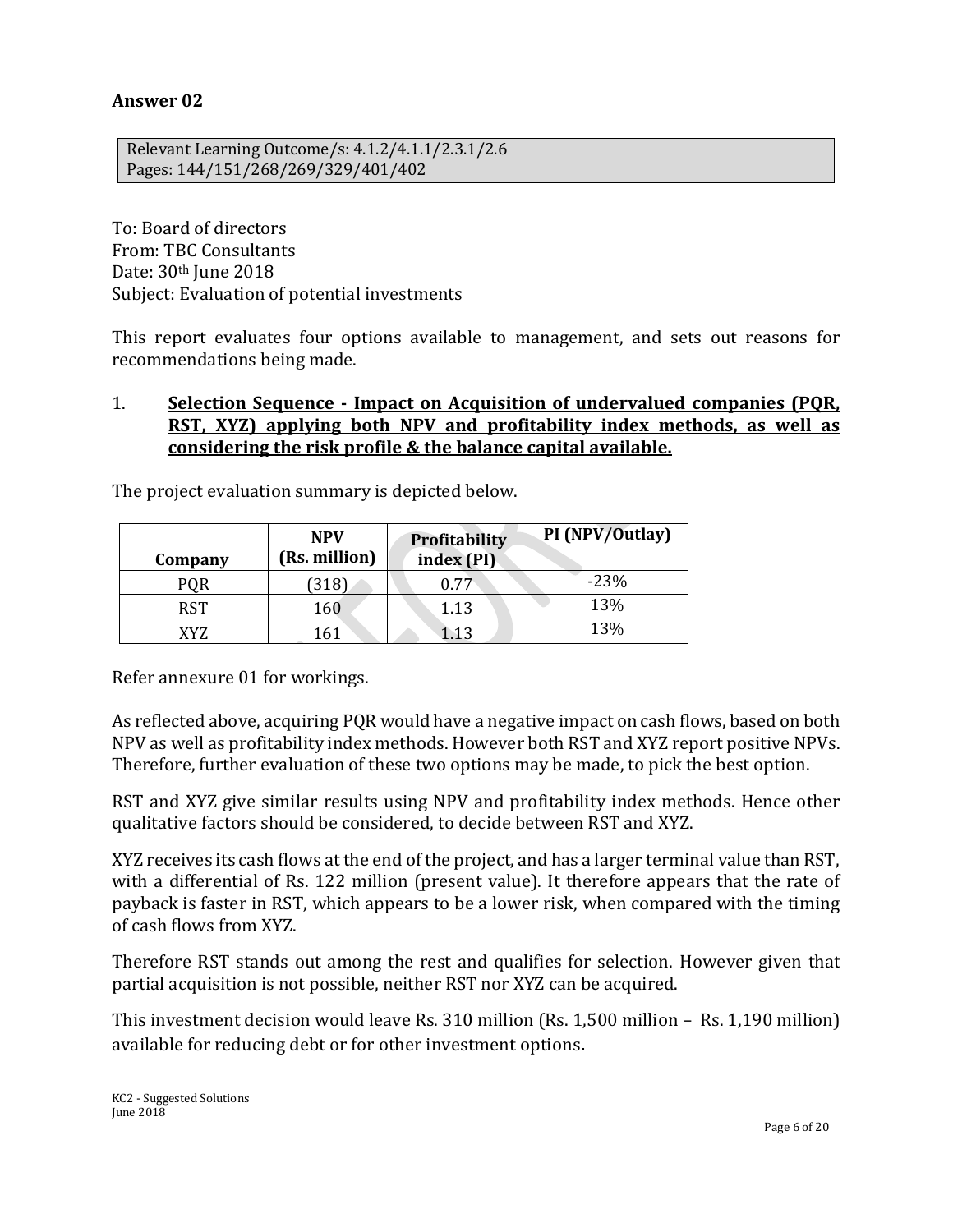## Answer 02

| Relevant Learning Outcome/s: 4.1.2/4.1.1/2.3.1/2.6 |
|---|
| Pages: 144/151/268/269/329/401/402 |

To: Board of directors
From: TBC Consultants
Date: 30th June 2018
Subject: Evaluation of potential investments

This report evaluates four options available to management, and sets out reasons for recommendations being made.

1. **Selection Sequence - Impact on Acquisition of undervalued companies (PQR, RST, XYZ) applying both NPV and profitability index methods, as well as considering the risk profile & the balance capital available.**

The project evaluation summary is depicted below.

| Company | NPV (Rs. million) | Profitability index (PI) | PI (NPV/Outlay) |
|---|---|---|---|
| PQR | (318) | 0.77 | -23% |
| RST | 160 | 1.13 | 13% |
| XYZ | 161 | 1.13 | 13% |

Refer annexure 01 for workings.

As reflected above, acquiring PQR would have a negative impact on cash flows, based on both NPV as well as profitability index methods. However both RST and XYZ report positive NPVs. Therefore, further evaluation of these two options may be made, to pick the best option.

RST and XYZ give similar results using NPV and profitability index methods. Hence other qualitative factors should be considered, to decide between RST and XYZ.

XYZ receives its cash flows at the end of the project, and has a larger terminal value than RST, with a differential of Rs. 122 million (present value). It therefore appears that the rate of payback is faster in RST, which appears to be a lower risk, when compared with the timing of cash flows from XYZ.

Therefore RST stands out among the rest and qualifies for selection. However given that partial acquisition is not possible, neither RST nor XYZ can be acquired.

This investment decision would leave Rs. 310 million (Rs. 1,500 million – Rs. 1,190 million) available for reducing debt or for other investment options.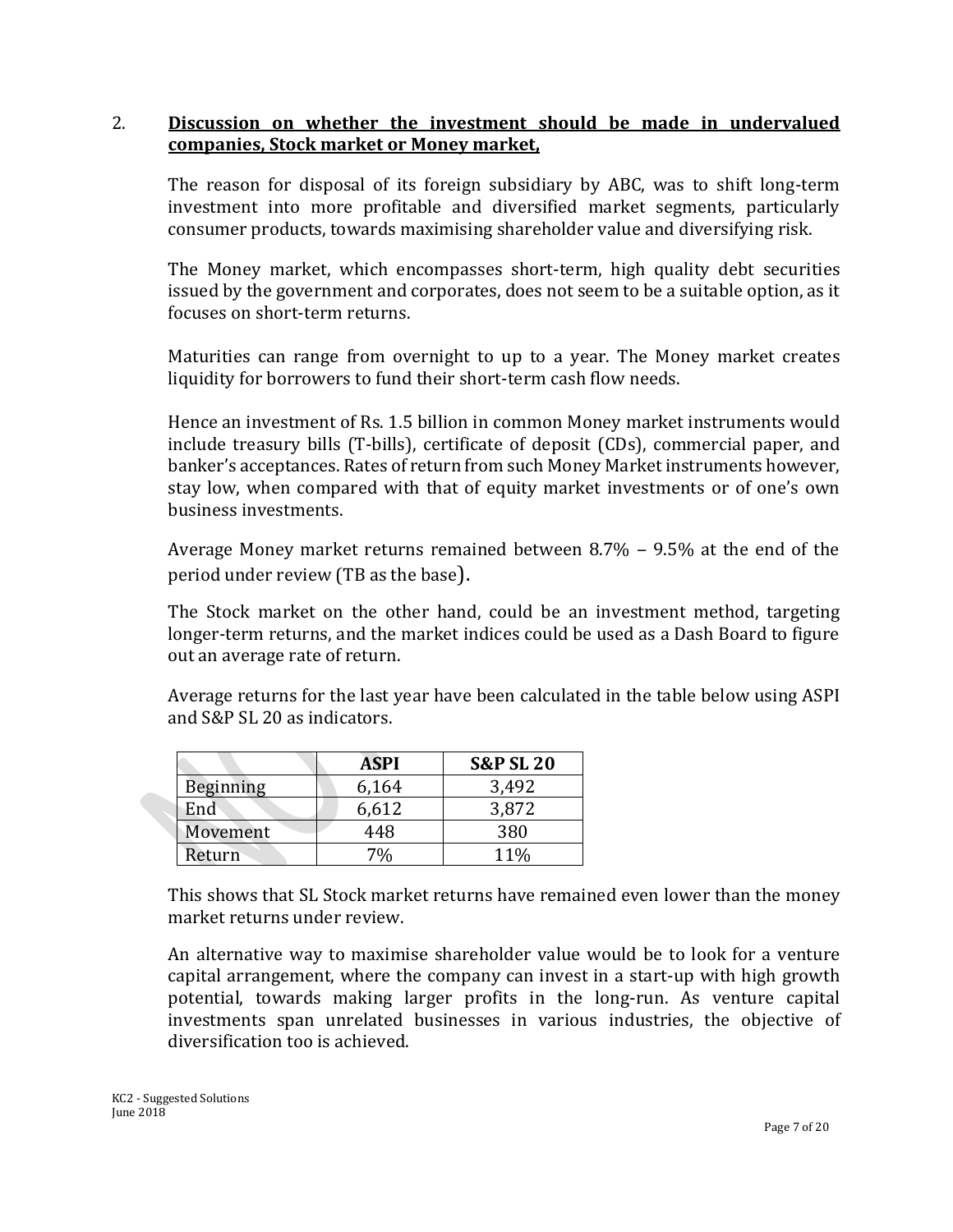## 2. **Discussion on whether the investment should be made in undervalued companies, Stock market or Money market,**

The reason for disposal of its foreign subsidiary by ABC, was to shift long-term investment into more profitable and diversified market segments, particularly consumer products, towards maximising shareholder value and diversifying risk.

The Money market, which encompasses short-term, high quality debt securities issued by the government and corporates, does not seem to be a suitable option, as it focuses on short-term returns.

Maturities can range from overnight to up to a year. The Money market creates liquidity for borrowers to fund their short-term cash flow needs.

Hence an investment of Rs. 1.5 billion in common Money market instruments would include treasury bills (T-bills), certificate of deposit (CDs), commercial paper, and banker's acceptances. Rates of return from such Money Market instruments however, stay low, when compared with that of equity market investments or of one's own business investments.

Average Money market returns remained between 8.7% – 9.5% at the end of the period under review (TB as the base).

The Stock market on the other hand, could be an investment method, targeting longer-term returns, and the market indices could be used as a Dash Board to figure out an average rate of return.

Average returns for the last year have been calculated in the table below using ASPI and S&P SL 20 as indicators.

| | **ASPI** | **S&P SL 20** |
|---|---|---|
| Beginning | 6,164 | 3,492 |
| End | 6,612 | 3,872 |
| Movement | 448 | 380 |
| Return | 7% | 11% |

This shows that SL Stock market returns have remained even lower than the money market returns under review.

An alternative way to maximise shareholder value would be to look for a venture capital arrangement, where the company can invest in a start-up with high growth potential, towards making larger profits in the long-run. As venture capital investments span unrelated businesses in various industries, the objective of diversification too is achieved.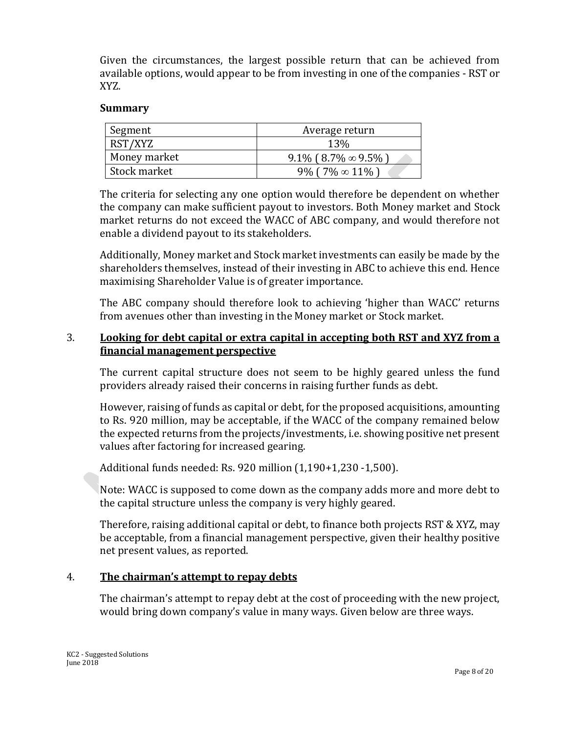Given the circumstances, the largest possible return that can be achieved from available options, would appear to be from investing in one of the companies - RST or XYZ.

**Summary**

| Segment | Average return |
|---|---|
| RST/XYZ | 13% |
| Money market | 9.1% ( 8.7% $\infty$ 9.5% ) |
| Stock market | 9% ( 7% $\infty$ 11% ) |

The criteria for selecting any one option would therefore be dependent on whether the company can make sufficient payout to investors. Both Money market and Stock market returns do not exceed the WACC of ABC company, and would therefore not enable a dividend payout to its stakeholders.

Additionally, Money market and Stock market investments can easily be made by the shareholders themselves, instead of their investing in ABC to achieve this end. Hence maximising Shareholder Value is of greater importance.

The ABC company should therefore look to achieving 'higher than WACC' returns from avenues other than investing in the Money market or Stock market.

3. **<u>Looking for debt capital or extra capital in accepting both RST and XYZ from a financial management perspective</u>**

The current capital structure does not seem to be highly geared unless the fund providers already raised their concerns in raising further funds as debt.

However, raising of funds as capital or debt, for the proposed acquisitions, amounting to Rs. 920 million, may be acceptable, if the WACC of the company remained below the expected returns from the projects/investments, i.e. showing positive net present values after factoring for increased gearing.

Additional funds needed: Rs. 920 million (1,190+1,230 -1,500).

Note: WACC is supposed to come down as the company adds more and more debt to the capital structure unless the company is very highly geared.

Therefore, raising additional capital or debt, to finance both projects RST & XYZ, may be acceptable, from a financial management perspective, given their healthy positive net present values, as reported.

4. **<u>The chairman's attempt to repay debts</u>**

The chairman's attempt to repay debt at the cost of proceeding with the new project, would bring down company's value in many ways. Given below are three ways.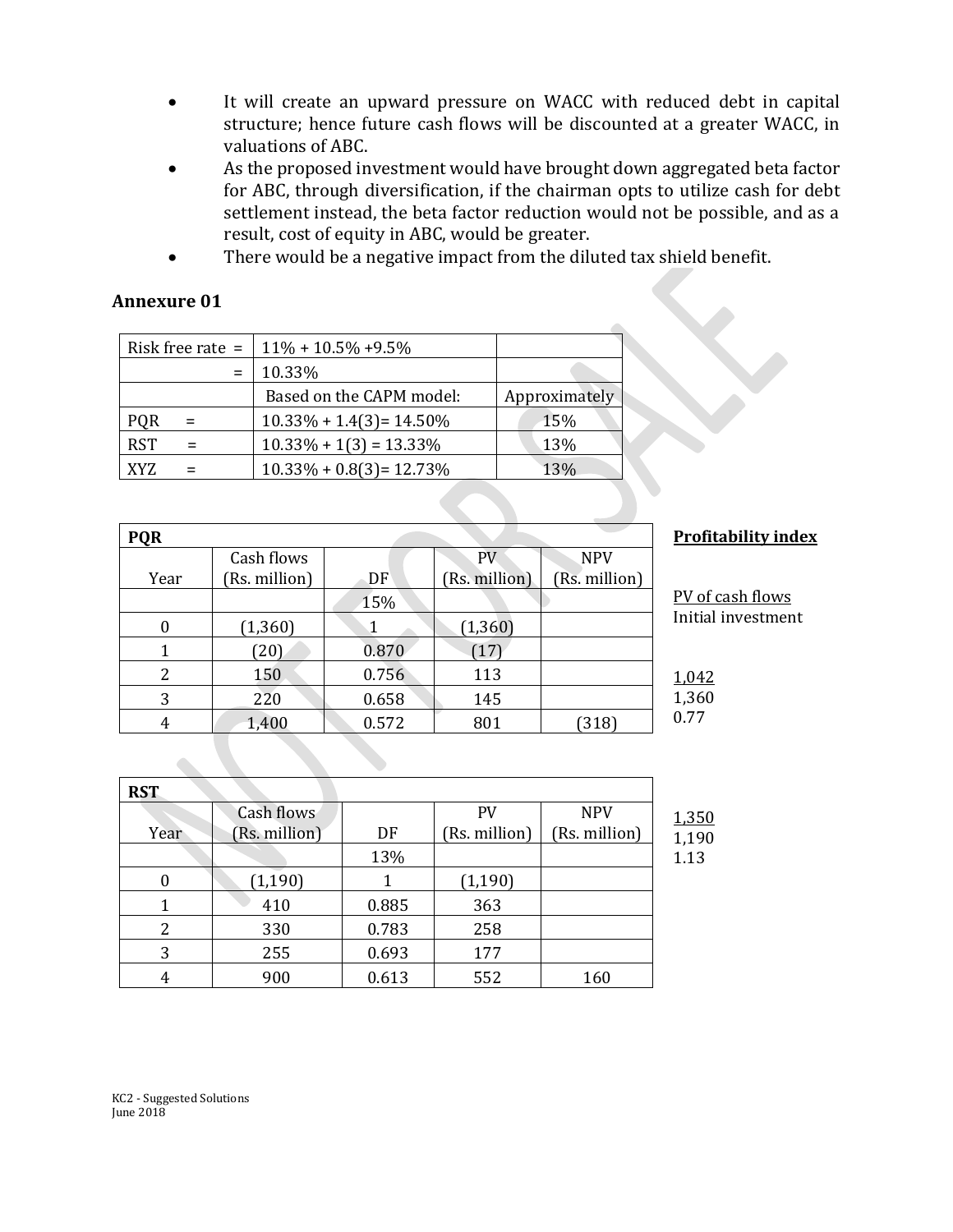- It will create an upward pressure on WACC with reduced debt in capital structure; hence future cash flows will be discounted at a greater WACC, in valuations of ABC.
- As the proposed investment would have brought down aggregated beta factor for ABC, through diversification, if the chairman opts to utilize cash for debt settlement instead, the beta factor reduction would not be possible, and as a result, cost of equity in ABC, would be greater.
- There would be a negative impact from the diluted tax shield benefit.

## Annexure 01

| Risk free rate = | 11% + 10.5% +9.5% | |
|---|---|---|
| = | 10.33% | |
| | Based on the CAPM model: | Approximately |
| PQR = | 10.33% + 1.4(3)= 14.50% | 15% |
| RST = | 10.33% + 1(3) = 13.33% | 13% |
| XYZ = | 10.33% + 0.8(3)= 12.73% | 13% |

| PQR | | | | |
|---|---|---|---|---|
| Year | Cash flows (Rs. million) | DF | PV (Rs. million) | NPV (Rs. million) |
| | | 15% | | |
| 0 | (1,360) | 1 | (1,360) | |
| 1 | (20) | 0.870 | (17) | |
| 2 | 150 | 0.756 | 113 | |
| 3 | 220 | 0.658 | 145 | |
| 4 | 1,400 | 0.572 | 801 | (318) |

**Profitability index**

$$\frac{\text{PV of cash flows}}{\text{Initial investment}}$$

$$\frac{1,042}{1,360} = 0.77$$

| RST | | | | |
|---|---|---|---|---|
| Year | Cash flows (Rs. million) | DF | PV (Rs. million) | NPV (Rs. million) |
| | | 13% | | |
| 0 | (1,190) | 1 | (1,190) | |
| 1 | 410 | 0.885 | 363 | |
| 2 | 330 | 0.783 | 258 | |
| 3 | 255 | 0.693 | 177 | |
| 4 | 900 | 0.613 | 552 | 160 |

$$\frac{1,350}{1,190} = 1.13$$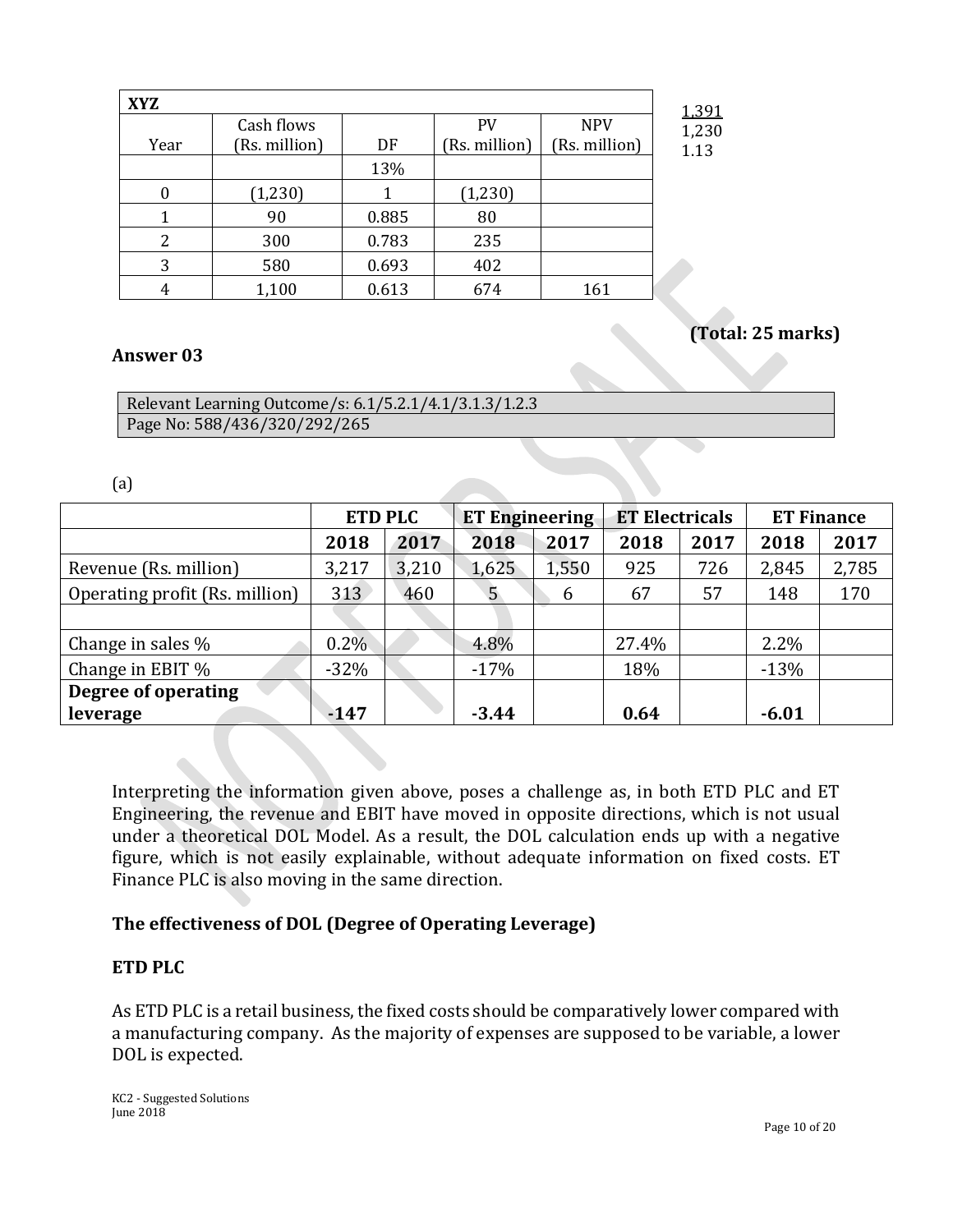| XYZ | | | | |
|---|---|---|---|---|
| Year | Cash flows (Rs. million) | DF | PV (Rs. million) | NPV (Rs. million) |
| | | 13% | | |
| 0 | (1,230) | 1 | (1,230) | |
| 1 | 90 | 0.885 | 80 | |
| 2 | 300 | 0.783 | 235 | |
| 3 | 580 | 0.693 | 402 | |
| 4 | 1,100 | 0.613 | 674 | 161 |

1,391
1,230
1.13

**(Total: 25 marks)**

### Answer 03

| Relevant Learning Outcome/s: 6.1/5.2.1/4.1/3.1.3/1.2.3 |
|---|
| Page No: 588/436/320/292/265 |

(a)

| | ETD PLC | | ET Engineering | | ET Electricals | | ET Finance | |
|---|---|---|---|---|---|---|---|---|
| | **2018** | **2017** | **2018** | **2017** | **2018** | **2017** | **2018** | **2017** |
| Revenue (Rs. million) | 3,217 | 3,210 | 1,625 | 1,550 | 925 | 726 | 2,845 | 2,785 |
| Operating profit (Rs. million) | 313 | 460 | 5 | 6 | 67 | 57 | 148 | 170 |
| | | | | | | | | |
| Change in sales % | 0.2% | | 4.8% | | 27.4% | | 2.2% | |
| Change in EBIT % | -32% | | -17% | | 18% | | -13% | |
| **Degree of operating leverage** | **-147** | | **-3.44** | | **0.64** | | **-6.01** | |

Interpreting the information given above, poses a challenge as, in both ETD PLC and ET Engineering, the revenue and EBIT have moved in opposite directions, which is not usual under a theoretical DOL Model. As a result, the DOL calculation ends up with a negative figure, which is not easily explainable, without adequate information on fixed costs. ET Finance PLC is also moving in the same direction.

**The effectiveness of DOL (Degree of Operating Leverage)**

**ETD PLC**

As ETD PLC is a retail business, the fixed costs should be comparatively lower compared with a manufacturing company. As the majority of expenses are supposed to be variable, a lower DOL is expected.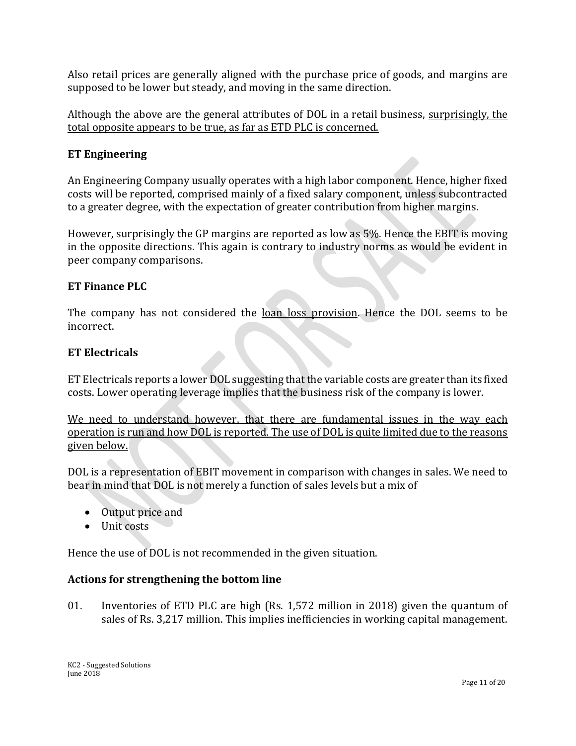Also retail prices are generally aligned with the purchase price of goods, and margins are supposed to be lower but steady, and moving in the same direction.

Although the above are the general attributes of DOL in a retail business, <u>surprisingly, the total opposite appears to be true, as far as ETD PLC is concerned.</u>

### ET Engineering

An Engineering Company usually operates with a high labor component. Hence, higher fixed costs will be reported, comprised mainly of a fixed salary component, unless subcontracted to a greater degree, with the expectation of greater contribution from higher margins.

However, surprisingly the GP margins are reported as low as 5%. Hence the EBIT is moving in the opposite directions. This again is contrary to industry norms as would be evident in peer company comparisons.

### ET Finance PLC

The company has not considered the <u>loan loss provision</u>. Hence the DOL seems to be incorrect.

### ET Electricals

ET Electricals reports a lower DOL suggesting that the variable costs are greater than its fixed costs. Lower operating leverage implies that the business risk of the company is lower.

<u>We need to understand however, that there are fundamental issues in the way each operation is run and how DOL is reported. The use of DOL is quite limited due to the reasons given below.</u>

DOL is a representation of EBIT movement in comparison with changes in sales. We need to bear in mind that DOL is not merely a function of sales levels but a mix of

- Output price and
- Unit costs

Hence the use of DOL is not recommended in the given situation.

### Actions for strengthening the bottom line

01. Inventories of ETD PLC are high (Rs. 1,572 million in 2018) given the quantum of sales of Rs. 3,217 million. This implies inefficiencies in working capital management.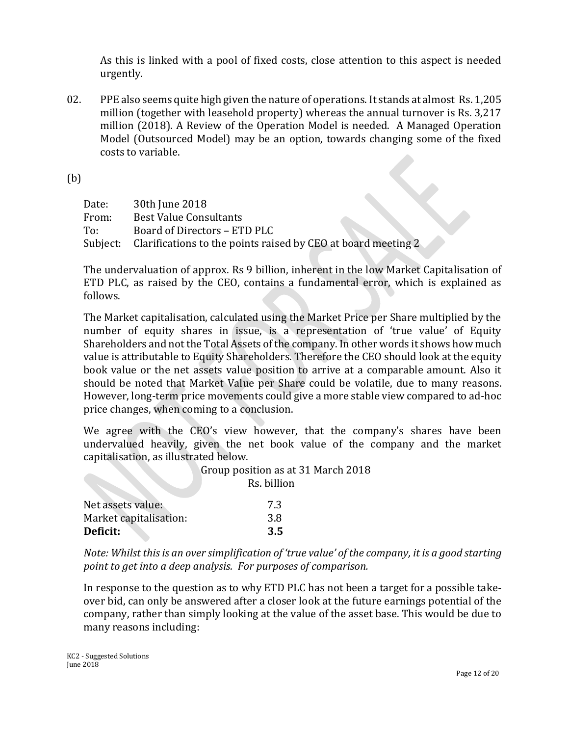As this is linked with a pool of fixed costs, close attention to this aspect is needed urgently.

02. PPE also seems quite high given the nature of operations. It stands at almost Rs. 1,205 million (together with leasehold property) whereas the annual turnover is Rs. 3,217 million (2018). A Review of the Operation Model is needed. A Managed Operation Model (Outsourced Model) may be an option, towards changing some of the fixed costs to variable.

(b)

Date: 30th June 2018
From: Best Value Consultants
To: Board of Directors – ETD PLC
Subject: Clarifications to the points raised by CEO at board meeting 2

The undervaluation of approx. Rs 9 billion, inherent in the low Market Capitalisation of ETD PLC, as raised by the CEO, contains a fundamental error, which is explained as follows.

The Market capitalisation, calculated using the Market Price per Share multiplied by the number of equity shares in issue, is a representation of 'true value' of Equity Shareholders and not the Total Assets of the company. In other words it shows how much value is attributable to Equity Shareholders. Therefore the CEO should look at the equity book value or the net assets value position to arrive at a comparable amount. Also it should be noted that Market Value per Share could be volatile, due to many reasons. However, long-term price movements could give a more stable view compared to ad-hoc price changes, when coming to a conclusion.

We agree with the CEO's view however, that the company's shares have been undervalued heavily, given the net book value of the company and the market capitalisation, as illustrated below.

| | Group position as at 31 March 2018 |
|---|---|
| | Rs. billion |
| Net assets value: | 7.3 |
| Market capitalisation: | 3.8 |
| **Deficit:** | **3.5** |

*Note: Whilst this is an over simplification of 'true value' of the company, it is a good starting point to get into a deep analysis. For purposes of comparison.*

In response to the question as to why ETD PLC has not been a target for a possible take-over bid, can only be answered after a closer look at the future earnings potential of the company, rather than simply looking at the value of the asset base. This would be due to many reasons including: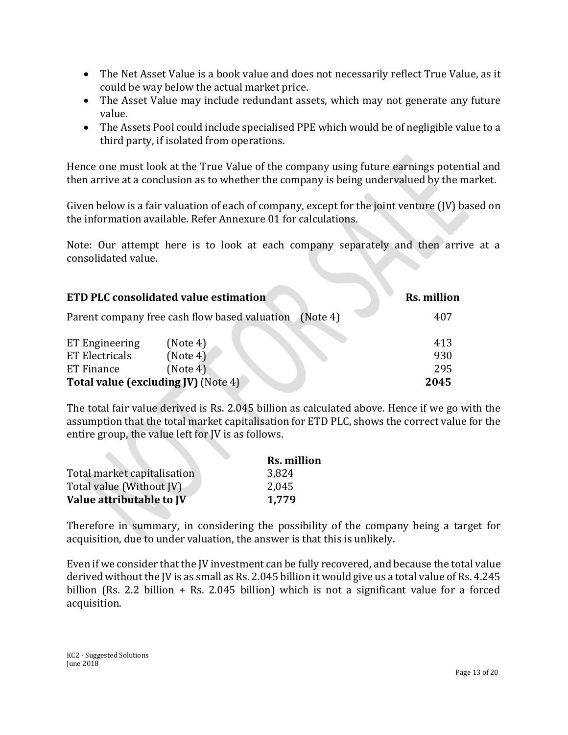- The Net Asset Value is a book value and does not necessarily reflect True Value, as it could be way below the actual market price.
- The Asset Value may include redundant assets, which may not generate any future value.
- The Assets Pool could include specialised PPE which would be of negligible value to a third party, if isolated from operations.

Hence one must look at the True Value of the company using future earnings potential and then arrive at a conclusion as to whether the company is being undervalued by the market.

Given below is a fair valuation of each of company, except for the joint venture (JV) based on the information available. Refer Annexure 01 for calculations.

Note: Our attempt here is to look at each company separately and then arrive at a consolidated value.

| **ETD PLC consolidated value estimation** | | **Rs. million** |
|---|---|---|
| Parent company free cash flow based valuation | (Note 4) | 407 |
| ET Engineering | (Note 4) | 413 |
| ET Electricals | (Note 4) | 930 |
| ET Finance | (Note 4) | 295 |
| **Total value (excluding JV)** (Note 4) | | **2045** |

The total fair value derived is Rs. 2.045 billion as calculated above. Hence if we go with the assumption that the total market capitalisation for ETD PLC, shows the correct value for the entire group, the value left for JV is as follows.

| | **Rs. million** |
|---|---|
| Total market capitalisation | 3,824 |
| Total value (Without JV) | 2,045 |
| **Value attributable to JV** | **1,779** |

Therefore in summary, in considering the possibility of the company being a target for acquisition, due to under valuation, the answer is that this is unlikely.

Even if we consider that the JV investment can be fully recovered, and because the total value derived without the JV is as small as Rs. 2.045 billion it would give us a total value of Rs. 4.245 billion (Rs. 2.2 billion + Rs. 2.045 billion) which is not a significant value for a forced acquisition.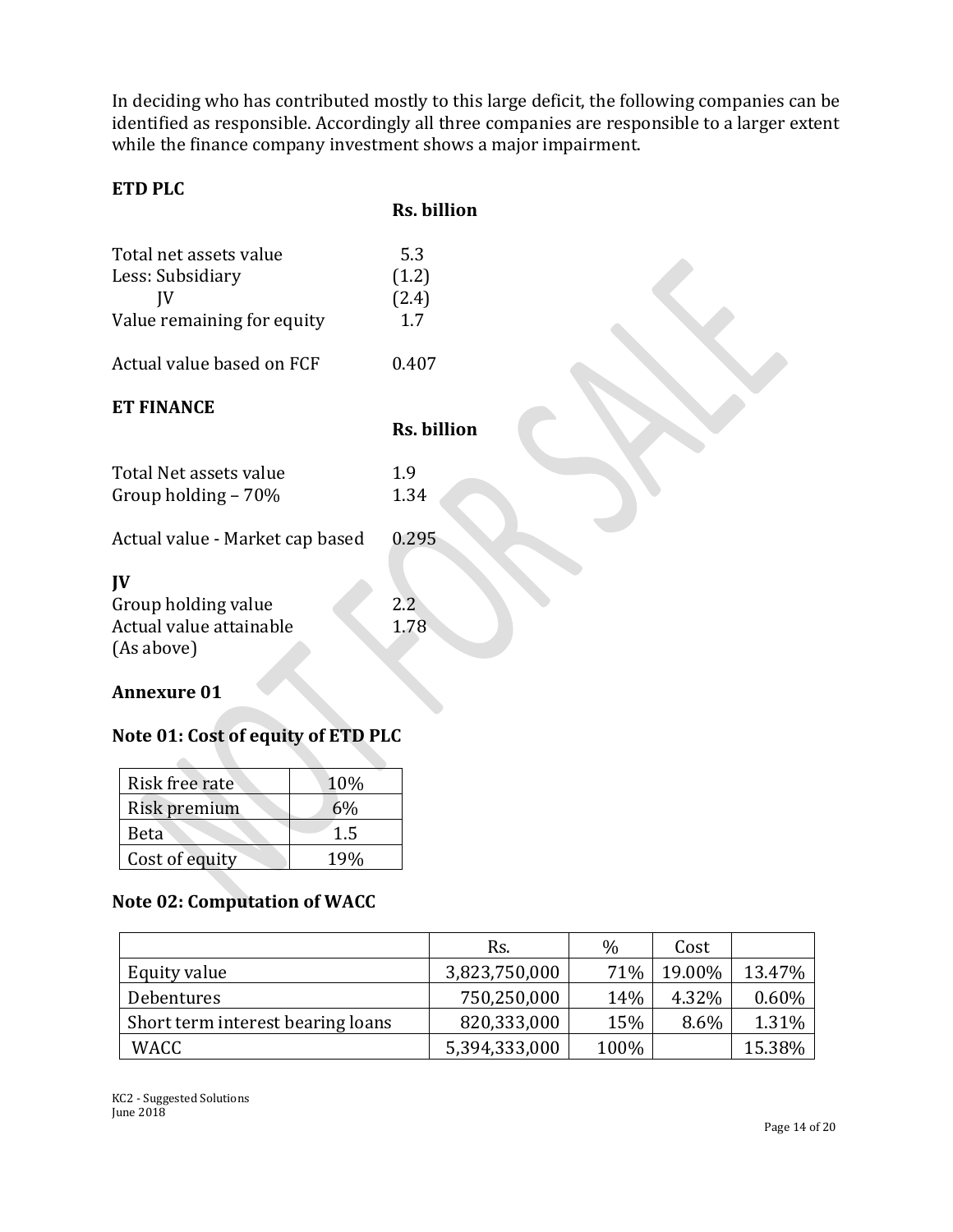In deciding who has contributed mostly to this large deficit, the following companies can be identified as responsible. Accordingly all three companies are responsible to a larger extent while the finance company investment shows a major impairment.

**ETD PLC**

| | Rs. billion |
|---|---|
| Total net assets value | 5.3 |
| Less: Subsidiary | (1.2) |
| JV | (2.4) |
| Value remaining for equity | 1.7 |
| | |
| Actual value based on FCF | 0.407 |

**ET FINANCE**

| | Rs. billion |
|---|---|
| Total Net assets value | 1.9 |
| Group holding – 70% | 1.34 |
| | |
| Actual value - Market cap based | 0.295 |

**JV**

| | |
|---|---|
| Group holding value | 2.2 |
| Actual value attainable (As above) | 1.78 |

**Annexure 01**

**Note 01: Cost of equity of ETD PLC**

| | |
|---|---|
| Risk free rate | 10% |
| Risk premium | 6% |
| Beta | 1.5 |
| Cost of equity | 19% |

**Note 02: Computation of WACC**

| | Rs. | % | Cost | |
|---|---|---|---|---|
| Equity value | 3,823,750,000 | 71% | 19.00% | 13.47% |
| Debentures | 750,250,000 | 14% | 4.32% | 0.60% |
| Short term interest bearing loans | 820,333,000 | 15% | 8.6% | 1.31% |
| WACC | 5,394,333,000 | 100% | | 15.38% |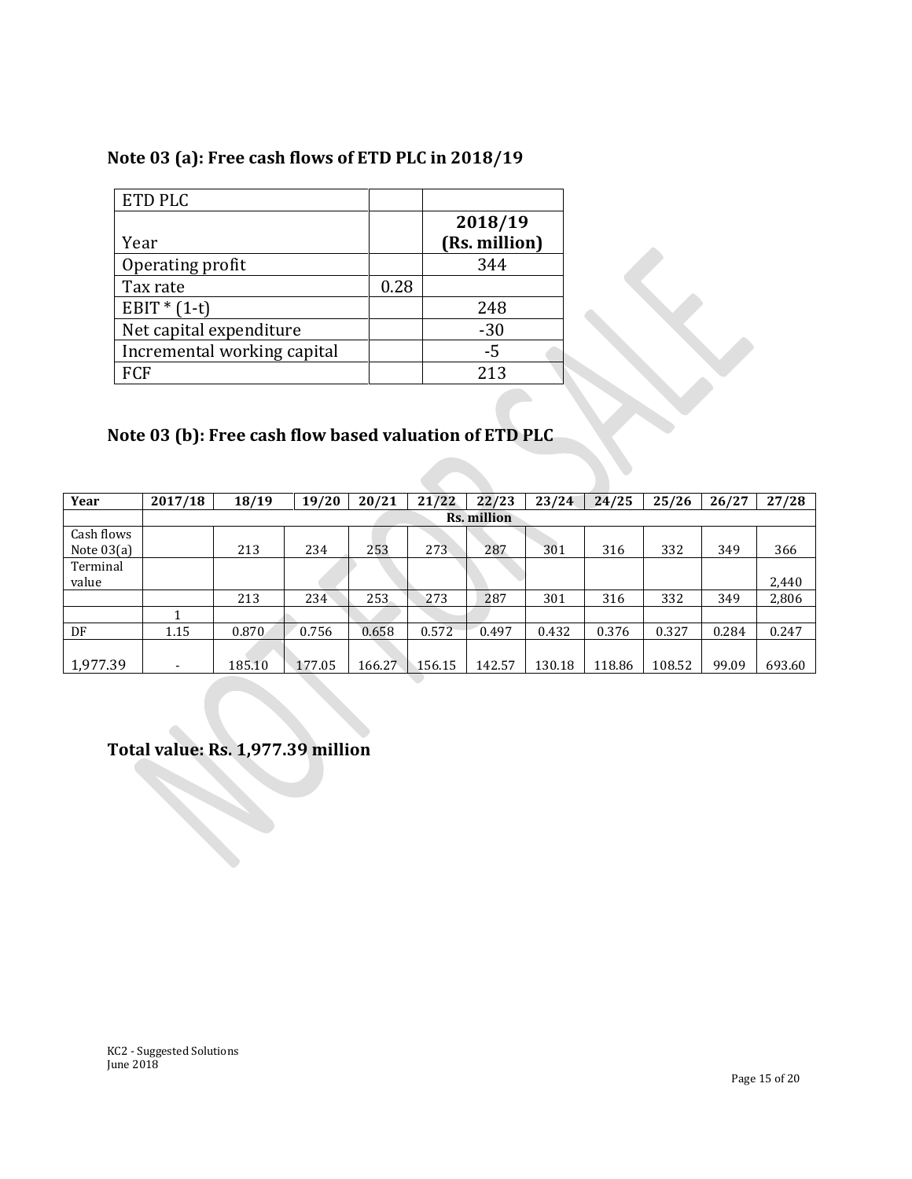## Note 03 (a): Free cash flows of ETD PLC in 2018/19

| ETD PLC | | |
|---|---|---|
| Year | | 2018/19 (Rs. million) |
| Operating profit | | 344 |
| Tax rate | 0.28 | |
| EBIT * (1-t) | | 248 |
| Net capital expenditure | | -30 |
| Incremental working capital | | -5 |
| FCF | | 213 |

## Note 03 (b): Free cash flow based valuation of ETD PLC

| Year | 2017/18 | 18/19 | 19/20 | 20/21 | 21/22 | 22/23 | 23/24 | 24/25 | 25/26 | 26/27 | 27/28 |
|---|---|---|---|---|---|---|---|---|---|---|---|
| | Rs. million | | | | | | | | | | |
| Cash flows Note 03(a) | | 213 | 234 | 253 | 273 | 287 | 301 | 316 | 332 | 349 | 366 |
| Terminal value | | | | | | | | | | | 2,440 |
| | | 213 | 234 | 253 | 273 | 287 | 301 | 316 | 332 | 349 | 2,806 |
| | 1 | | | | | | | | | | |
| DF | 1.15 | 0.870 | 0.756 | 0.658 | 0.572 | 0.497 | 0.432 | 0.376 | 0.327 | 0.284 | 0.247 |
| 1,977.39 | - | 185.10 | 177.05 | 166.27 | 156.15 | 142.57 | 130.18 | 118.86 | 108.52 | 99.09 | 693.60 |

**Total value: Rs. 1,977.39 million**

KC2 - Suggested Solutions
June 2018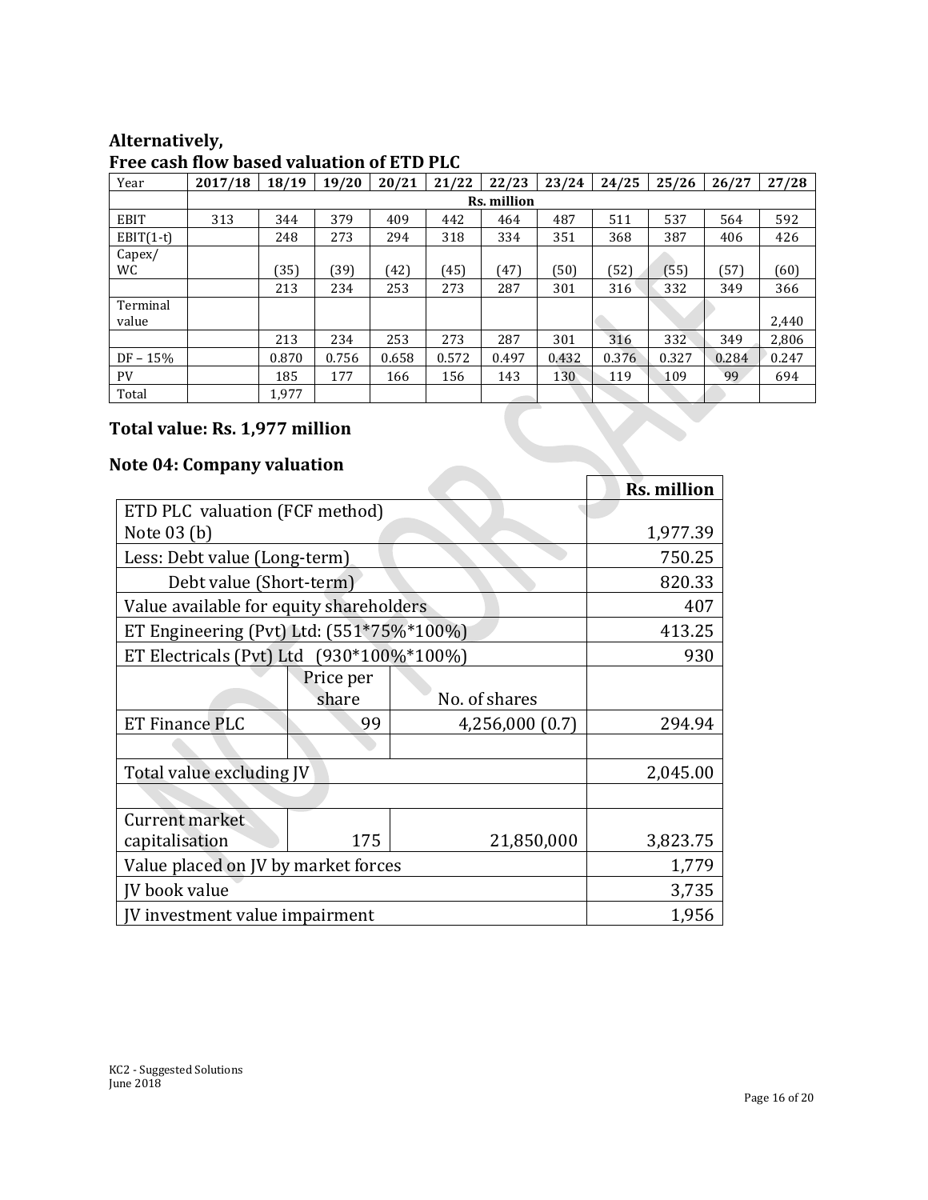## Alternatively,

## Free cash flow based valuation of ETD PLC

| Year | 2017/18 | 18/19 | 19/20 | 20/21 | 21/22 | 22/23 | 23/24 | 24/25 | 25/26 | 26/27 | 27/28 |
|---|---|---|---|---|---|---|---|---|---|---|---|
| | | | | | | Rs. million | | | | | |
| EBIT | 313 | 344 | 379 | 409 | 442 | 464 | 487 | 511 | 537 | 564 | 592 |
| EBIT(1-t) | | 248 | 273 | 294 | 318 | 334 | 351 | 368 | 387 | 406 | 426 |
| Capex/ WC | | (35) | (39) | (42) | (45) | (47) | (50) | (52) | (55) | (57) | (60) |
| | | 213 | 234 | 253 | 273 | 287 | 301 | 316 | 332 | 349 | 366 |
| Terminal value | | | | | | | | | | | 2,440 |
| | | 213 | 234 | 253 | 273 | 287 | 301 | 316 | 332 | 349 | 2,806 |
| DF – 15% | | 0.870 | 0.756 | 0.658 | 0.572 | 0.497 | 0.432 | 0.376 | 0.327 | 0.284 | 0.247 |
| PV | | 185 | 177 | 166 | 156 | 143 | 130 | 119 | 109 | 99 | 694 |
| Total | | 1,977 | | | | | | | | | |

## Total value: Rs. 1,977 million

## Note 04: Company valuation

| | | | Rs. million |
|---|---|---|---|
| ETD PLC valuation (FCF method) Note 03 (b) | | | 1,977.39 |
| Less: Debt value (Long-term) | | | 750.25 |
| Debt value (Short-term) | | | 820.33 |
| Value available for equity shareholders | | | 407 |
| ET Engineering (Pvt) Ltd: (551*75%*100%) | | | 413.25 |
| ET Electricals (Pvt) Ltd (930*100%*100%) | | | 930 |
| | Price per share | No. of shares | |
| ET Finance PLC | 99 | 4,256,000 (0.7) | 294.94 |
| | | | |
| Total value excluding JV | | | 2,045.00 |
| | | | |
| Current market capitalisation | 175 | 21,850,000 | 3,823.75 |
| Value placed on JV by market forces | | | 1,779 |
| JV book value | | | 3,735 |
| JV investment value impairment | | | 1,956 |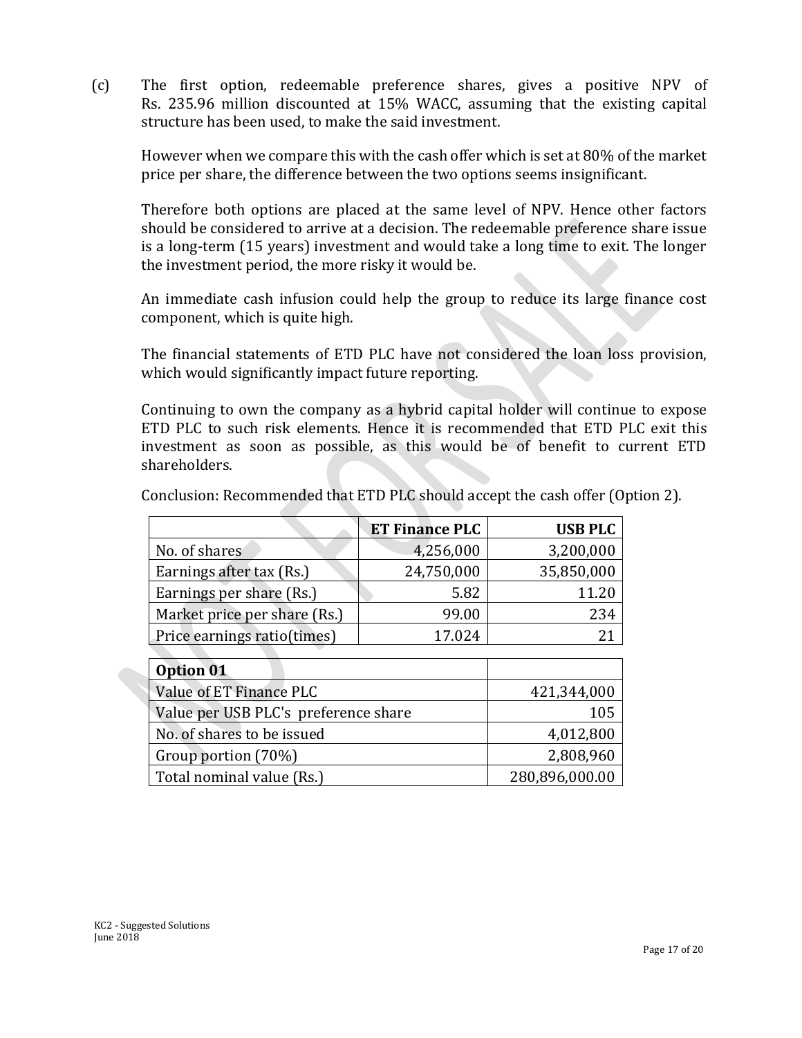(c) The first option, redeemable preference shares, gives a positive NPV of Rs. 235.96 million discounted at 15% WACC, assuming that the existing capital structure has been used, to make the said investment.

However when we compare this with the cash offer which is set at 80% of the market price per share, the difference between the two options seems insignificant.

Therefore both options are placed at the same level of NPV. Hence other factors should be considered to arrive at a decision. The redeemable preference share issue is a long-term (15 years) investment and would take a long time to exit. The longer the investment period, the more risky it would be.

An immediate cash infusion could help the group to reduce its large finance cost component, which is quite high.

The financial statements of ETD PLC have not considered the loan loss provision, which would significantly impact future reporting.

Continuing to own the company as a hybrid capital holder will continue to expose ETD PLC to such risk elements. Hence it is recommended that ETD PLC exit this investment as soon as possible, as this would be of benefit to current ETD shareholders.

Conclusion: Recommended that ETD PLC should accept the cash offer (Option 2).

| | **ET Finance PLC** | **USB PLC** |
|---|---:|---:|
| No. of shares | 4,256,000 | 3,200,000 |
| Earnings after tax (Rs.) | 24,750,000 | 35,850,000 |
| Earnings per share (Rs.) | 5.82 | 11.20 |
| Market price per share (Rs.) | 99.00 | 234 |
| Price earnings ratio(times) | 17.024 | 21 |

| **Option 01** | |
|---|---:|
| Value of ET Finance PLC | 421,344,000 |
| Value per USB PLC's preference share | 105 |
| No. of shares to be issued | 4,012,800 |
| Group portion (70%) | 2,808,960 |
| Total nominal value (Rs.) | 280,896,000.00 |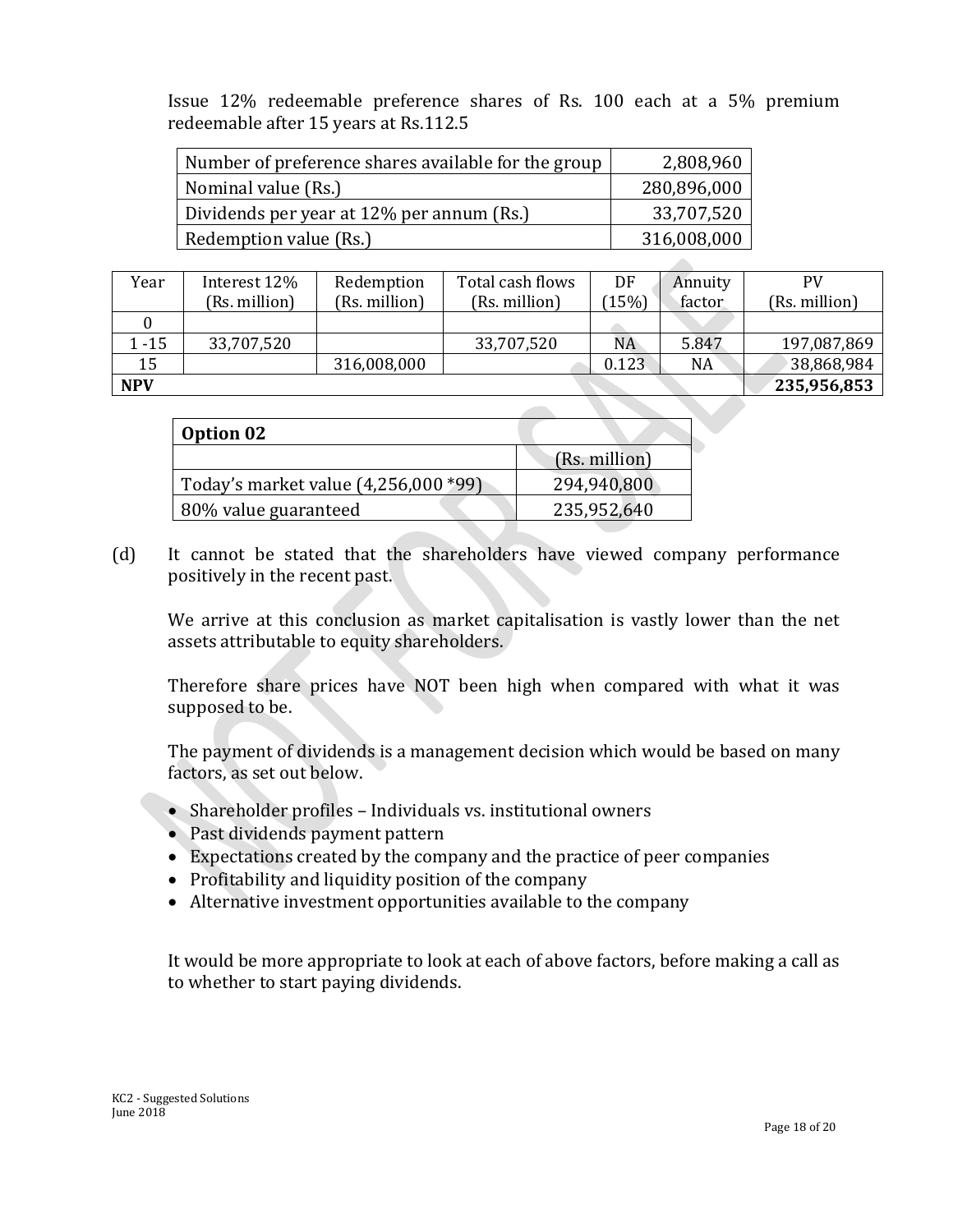Issue 12% redeemable preference shares of Rs. 100 each at a 5% premium redeemable after 15 years at Rs.112.5

| Number of preference shares available for the group | 2,808,960 |
|---|---|
| Nominal value (Rs.) | 280,896,000 |
| Dividends per year at 12% per annum (Rs.) | 33,707,520 |
| Redemption value (Rs.) | 316,008,000 |

| Year | Interest 12% (Rs. million) | Redemption (Rs. million) | Total cash flows (Rs. million) | DF (15%) | Annuity factor | PV (Rs. million) |
|---|---|---|---|---|---|---|
| 0 | | | | | | |
| 1 -15 | 33,707,520 | | 33,707,520 | NA | 5.847 | 197,087,869 |
| 15 | | 316,008,000 | | 0.123 | NA | 38,868,984 |
| **NPV** | | | | | | **235,956,853** |

| **Option 02** | |
|---|---|
| | (Rs. million) |
| Today's market value (4,256,000 *99) | 294,940,800 |
| 80% value guaranteed | 235,952,640 |

(d) It cannot be stated that the shareholders have viewed company performance positively in the recent past.

We arrive at this conclusion as market capitalisation is vastly lower than the net assets attributable to equity shareholders.

Therefore share prices have NOT been high when compared with what it was supposed to be.

The payment of dividends is a management decision which would be based on many factors, as set out below.

- Shareholder profiles – Individuals vs. institutional owners
- Past dividends payment pattern
- Expectations created by the company and the practice of peer companies
- Profitability and liquidity position of the company
- Alternative investment opportunities available to the company

It would be more appropriate to look at each of above factors, before making a call as to whether to start paying dividends.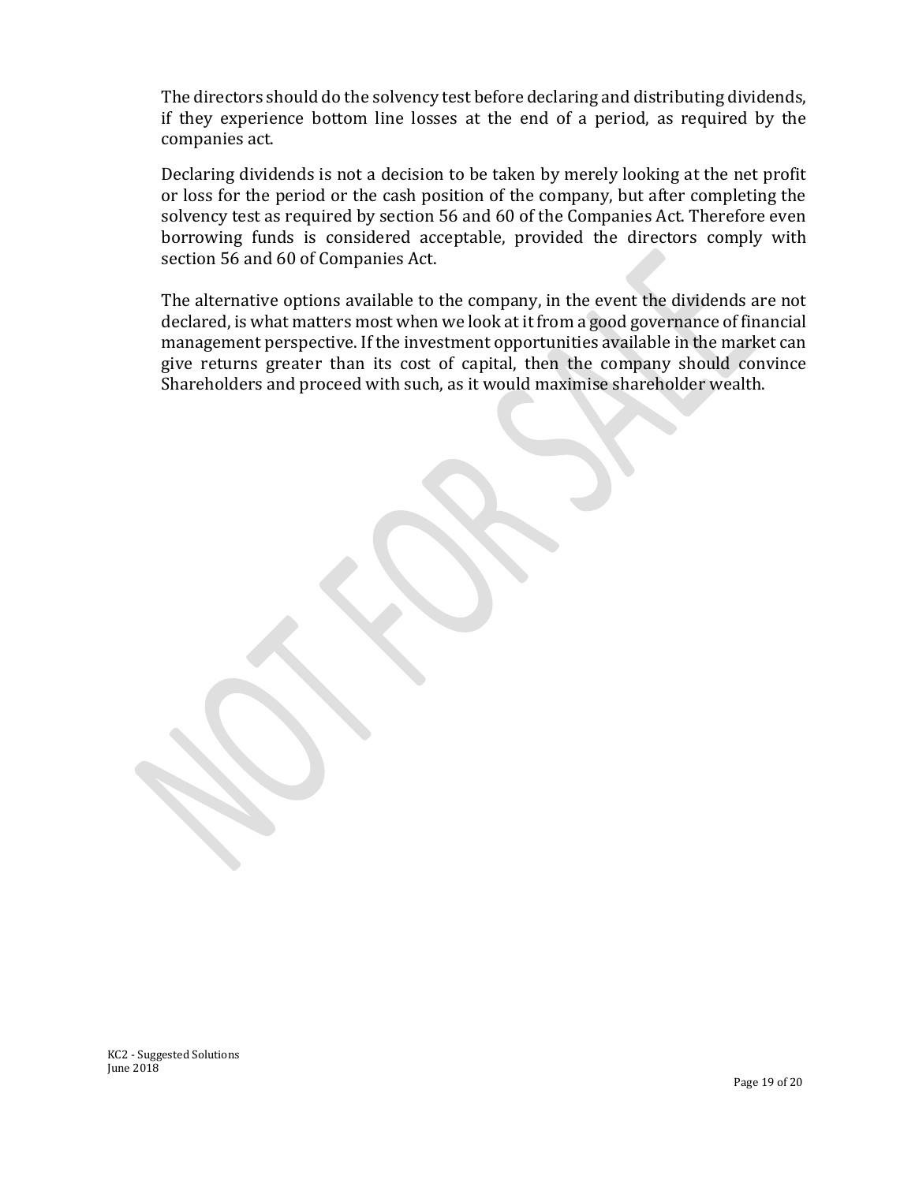The directors should do the solvency test before declaring and distributing dividends, if they experience bottom line losses at the end of a period, as required by the companies act.

Declaring dividends is not a decision to be taken by merely looking at the net profit or loss for the period or the cash position of the company, but after completing the solvency test as required by section 56 and 60 of the Companies Act. Therefore even borrowing funds is considered acceptable, provided the directors comply with section 56 and 60 of Companies Act.

The alternative options available to the company, in the event the dividends are not declared, is what matters most when we look at it from a good governance of financial management perspective. If the investment opportunities available in the market can give returns greater than its cost of capital, then the company should convince Shareholders and proceed with such, as it would maximise shareholder wealth.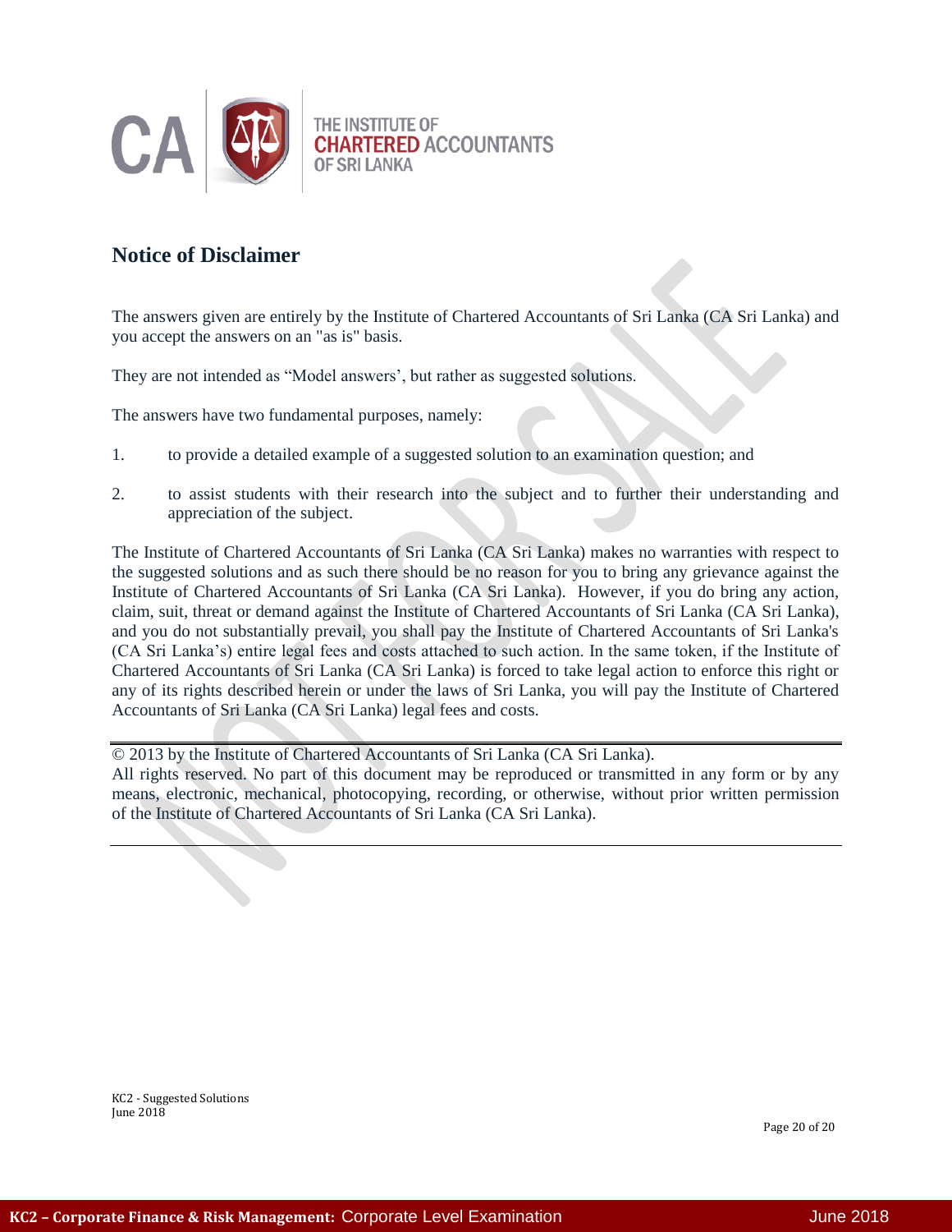## Notice of Disclaimer

The answers given are entirely by the Institute of Chartered Accountants of Sri Lanka (CA Sri Lanka) and you accept the answers on an "as is" basis.

They are not intended as "Model answers', but rather as suggested solutions.

The answers have two fundamental purposes, namely:

1. to provide a detailed example of a suggested solution to an examination question; and

2. to assist students with their research into the subject and to further their understanding and appreciation of the subject.

The Institute of Chartered Accountants of Sri Lanka (CA Sri Lanka) makes no warranties with respect to the suggested solutions and as such there should be no reason for you to bring any grievance against the Institute of Chartered Accountants of Sri Lanka (CA Sri Lanka). However, if you do bring any action, claim, suit, threat or demand against the Institute of Chartered Accountants of Sri Lanka (CA Sri Lanka), and you do not substantially prevail, you shall pay the Institute of Chartered Accountants of Sri Lanka's (CA Sri Lanka's) entire legal fees and costs attached to such action. In the same token, if the Institute of Chartered Accountants of Sri Lanka (CA Sri Lanka) is forced to take legal action to enforce this right or any of its rights described herein or under the laws of Sri Lanka, you will pay the Institute of Chartered Accountants of Sri Lanka (CA Sri Lanka) legal fees and costs.

---

© 2013 by the Institute of Chartered Accountants of Sri Lanka (CA Sri Lanka).
All rights reserved. No part of this document may be reproduced or transmitted in any form or by any means, electronic, mechanical, photocopying, recording, or otherwise, without prior written permission of the Institute of Chartered Accountants of Sri Lanka (CA Sri Lanka).

---